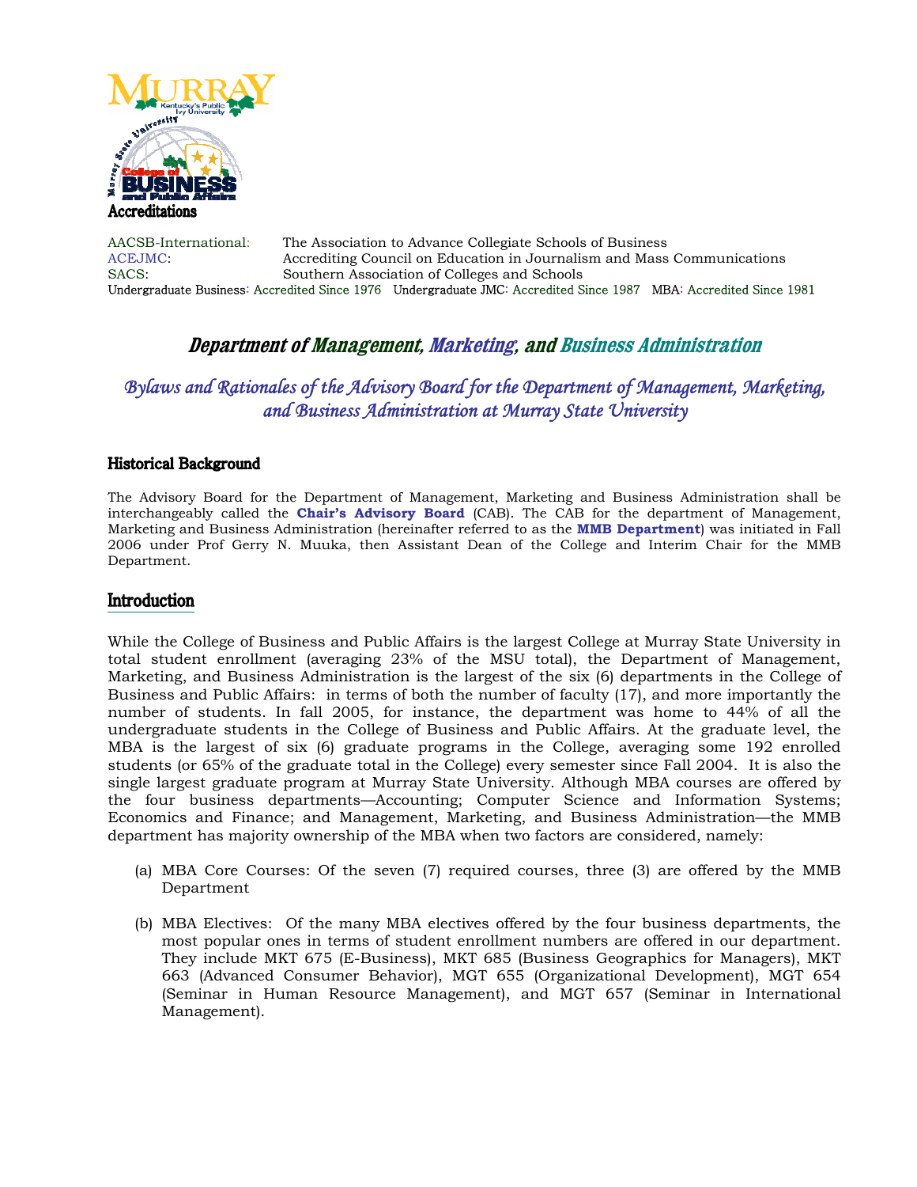**Accreditations**

| | |
|---|---|
| AACSB-International: | The Association to Advance Collegiate Schools of Business |
| ACEJMC: | Accrediting Council on Education in Journalism and Mass Communications |
| SACS: | Southern Association of Colleges and Schools |

Undergraduate Business: Accredited Since 1976   Undergraduate JMC: Accredited Since 1987   MBA: Accredited Since 1981

# Department of Management, Marketing, and Business Administration

## *Bylaws and Rationales of the Advisory Board for the Department of Management, Marketing, and Business Administration at Murray State University*

### Historical Background

The Advisory Board for the Department of Management, Marketing and Business Administration shall be interchangeably called the **Chair's Advisory Board** (CAB). The CAB for the department of Management, Marketing and Business Administration (hereinafter referred to as the **MMB Department**) was initiated in Fall 2006 under Prof Gerry N. Muuka, then Assistant Dean of the College and Interim Chair for the MMB Department.

### Introduction

While the College of Business and Public Affairs is the largest College at Murray State University in total student enrollment (averaging 23% of the MSU total), the Department of Management, Marketing, and Business Administration is the largest of the six (6) departments in the College of Business and Public Affairs: in terms of both the number of faculty (17), and more importantly the number of students. In fall 2005, for instance, the department was home to 44% of all the undergraduate students in the College of Business and Public Affairs. At the graduate level, the MBA is the largest of six (6) graduate programs in the College, averaging some 192 enrolled students (or 65% of the graduate total in the College) every semester since Fall 2004. It is also the single largest graduate program at Murray State University. Although MBA courses are offered by the four business departments—Accounting; Computer Science and Information Systems; Economics and Finance; and Management, Marketing, and Business Administration—the MMB department has majority ownership of the MBA when two factors are considered, namely:

(a) MBA Core Courses: Of the seven (7) required courses, three (3) are offered by the MMB Department

(b) MBA Electives: Of the many MBA electives offered by the four business departments, the most popular ones in terms of student enrollment numbers are offered in our department. They include MKT 675 (E-Business), MKT 685 (Business Geographics for Managers), MKT 663 (Advanced Consumer Behavior), MGT 655 (Organizational Development), MGT 654 (Seminar in Human Resource Management), and MGT 657 (Seminar in International Management).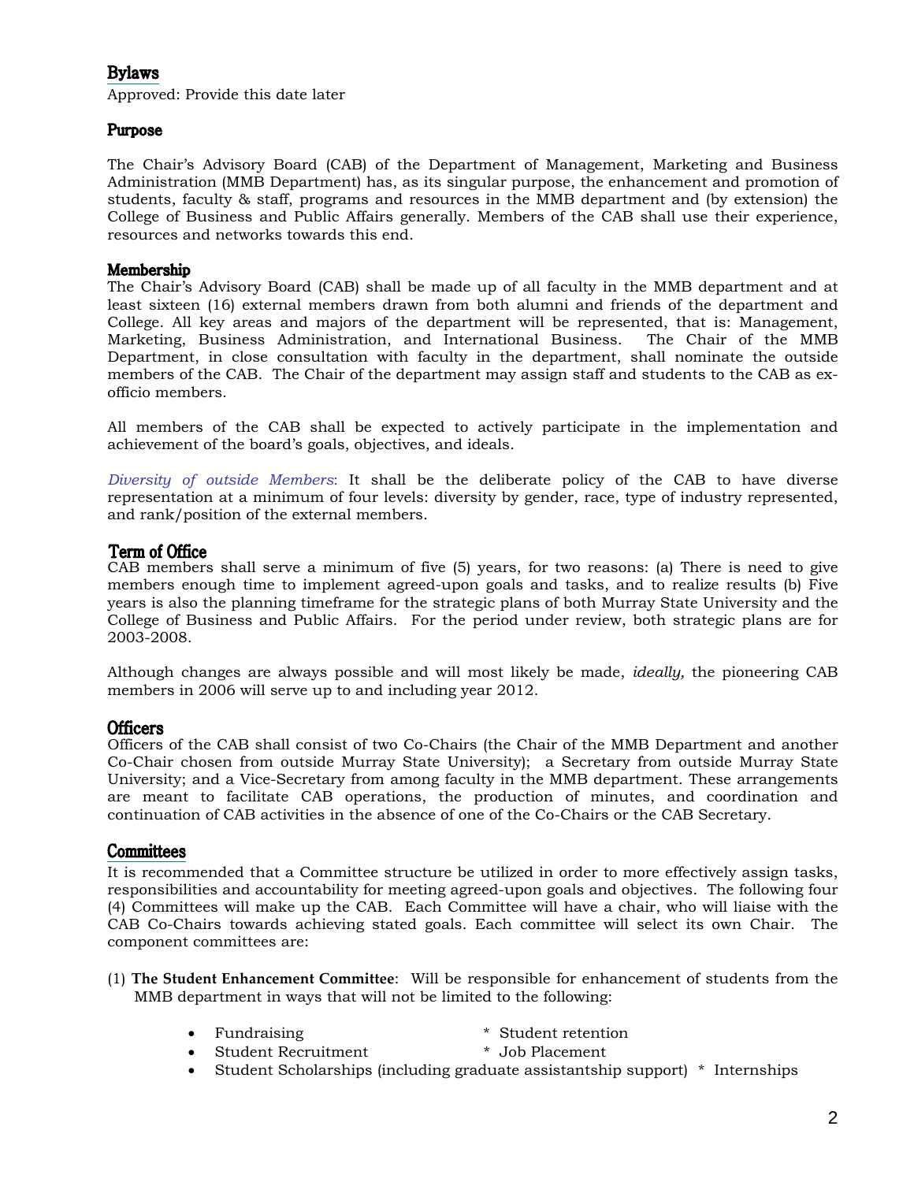## Bylaws

Approved: Provide this date later

## Purpose

The Chair's Advisory Board (CAB) of the Department of Management, Marketing and Business Administration (MMB Department) has, as its singular purpose, the enhancement and promotion of students, faculty & staff, programs and resources in the MMB department and (by extension) the College of Business and Public Affairs generally. Members of the CAB shall use their experience, resources and networks towards this end.

## Membership

The Chair's Advisory Board (CAB) shall be made up of all faculty in the MMB department and at least sixteen (16) external members drawn from both alumni and friends of the department and College. All key areas and majors of the department will be represented, that is: Management, Marketing, Business Administration, and International Business. The Chair of the MMB Department, in close consultation with faculty in the department, shall nominate the outside members of the CAB. The Chair of the department may assign staff and students to the CAB as ex-officio members.

All members of the CAB shall be expected to actively participate in the implementation and achievement of the board's goals, objectives, and ideals.

*Diversity of outside Members*: It shall be the deliberate policy of the CAB to have diverse representation at a minimum of four levels: diversity by gender, race, type of industry represented, and rank/position of the external members.

## Term of Office

CAB members shall serve a minimum of five (5) years, for two reasons: (a) There is need to give members enough time to implement agreed-upon goals and tasks, and to realize results (b) Five years is also the planning timeframe for the strategic plans of both Murray State University and the College of Business and Public Affairs. For the period under review, both strategic plans are for 2003-2008.

Although changes are always possible and will most likely be made, *ideally,* the pioneering CAB members in 2006 will serve up to and including year 2012.

## Officers

Officers of the CAB shall consist of two Co-Chairs (the Chair of the MMB Department and another Co-Chair chosen from outside Murray State University); a Secretary from outside Murray State University; and a Vice-Secretary from among faculty in the MMB department. These arrangements are meant to facilitate CAB operations, the production of minutes, and coordination and continuation of CAB activities in the absence of one of the Co-Chairs or the CAB Secretary.

## Committees

It is recommended that a Committee structure be utilized in order to more effectively assign tasks, responsibilities and accountability for meeting agreed-upon goals and objectives. The following four (4) Committees will make up the CAB. Each Committee will have a chair, who will liaise with the CAB Co-Chairs towards achieving stated goals. Each committee will select its own Chair. The component committees are:

(1) **The Student Enhancement Committee**: Will be responsible for enhancement of students from the MMB department in ways that will not be limited to the following:

- Fundraising * Student retention
- Student Recruitment * Job Placement
- Student Scholarships (including graduate assistantship support) * Internships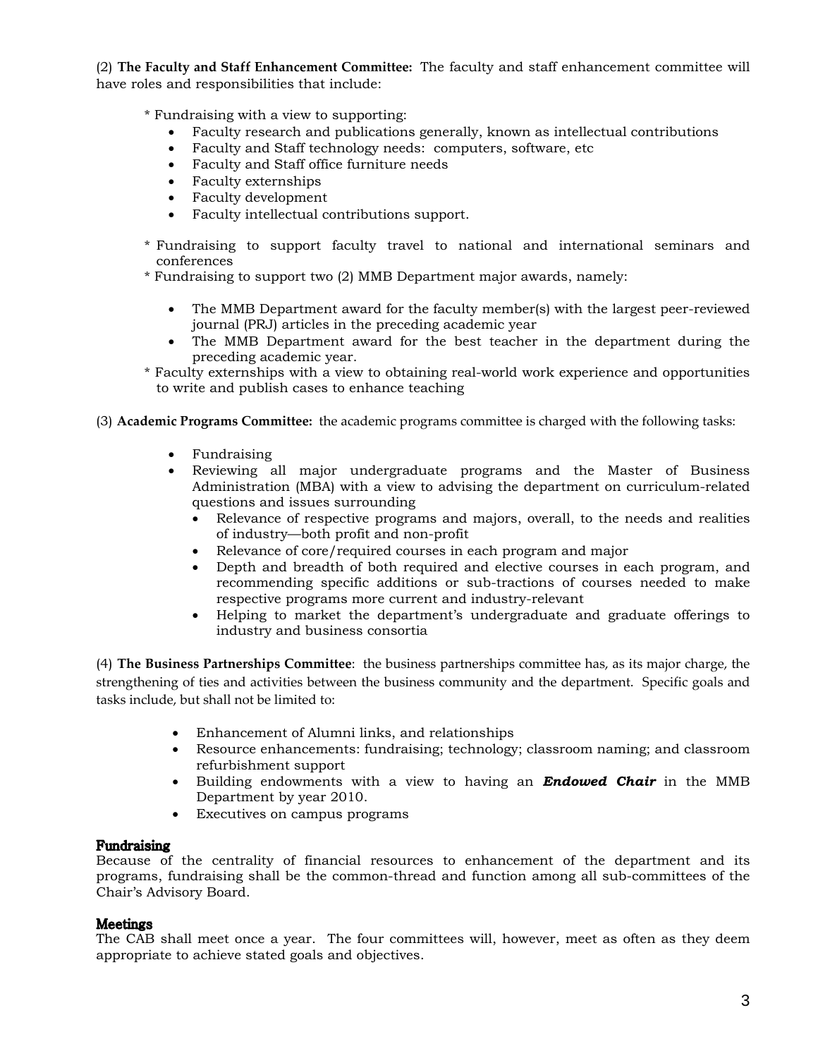(2) **The Faculty and Staff Enhancement Committee:** The faculty and staff enhancement committee will have roles and responsibilities that include:

* Fundraising with a view to supporting:
    - Faculty research and publications generally, known as intellectual contributions
    - Faculty and Staff technology needs: computers, software, etc
    - Faculty and Staff office furniture needs
    - Faculty externships
    - Faculty development
    - Faculty intellectual contributions support.

* Fundraising to support faculty travel to national and international seminars and conferences
* Fundraising to support two (2) MMB Department major awards, namely:

    - The MMB Department award for the faculty member(s) with the largest peer-reviewed journal (PRJ) articles in the preceding academic year
    - The MMB Department award for the best teacher in the department during the preceding academic year.
* Faculty externships with a view to obtaining real-world work experience and opportunities to write and publish cases to enhance teaching

(3) **Academic Programs Committee:** the academic programs committee is charged with the following tasks:

- Fundraising
- Reviewing all major undergraduate programs and the Master of Business Administration (MBA) with a view to advising the department on curriculum-related questions and issues surrounding
    - Relevance of respective programs and majors, overall, to the needs and realities of industry—both profit and non-profit
    - Relevance of core/required courses in each program and major
    - Depth and breadth of both required and elective courses in each program, and recommending specific additions or sub-tractions of courses needed to make respective programs more current and industry-relevant
    - Helping to market the department's undergraduate and graduate offerings to industry and business consortia

(4) **The Business Partnerships Committee**: the business partnerships committee has, as its major charge, the strengthening of ties and activities between the business community and the department. Specific goals and tasks include, but shall not be limited to:

- Enhancement of Alumni links, and relationships
- Resource enhancements: fundraising; technology; classroom naming; and classroom refurbishment support
- Building endowments with a view to having an ***Endowed Chair*** in the MMB Department by year 2010.
- Executives on campus programs

**Fundraising**

Because of the centrality of financial resources to enhancement of the department and its programs, fundraising shall be the common-thread and function among all sub-committees of the Chair's Advisory Board.

**Meetings**

The CAB shall meet once a year. The four committees will, however, meet as often as they deem appropriate to achieve stated goals and objectives.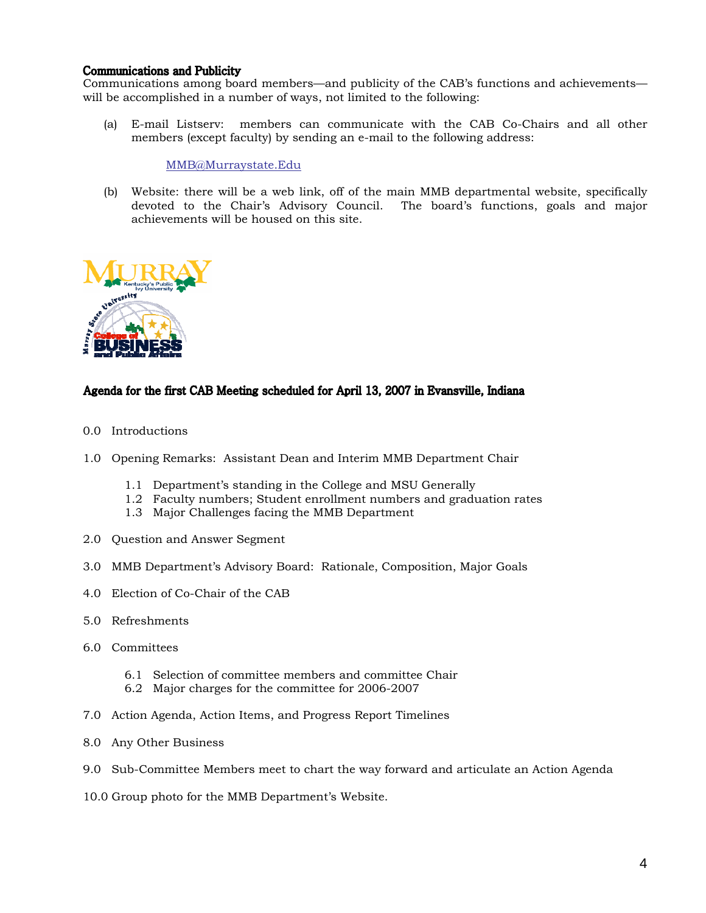**Communications and Publicity**

Communications among board members—and publicity of the CAB's functions and achievements—will be accomplished in a number of ways, not limited to the following:

(a) E-mail Listserv: members can communicate with the CAB Co-Chairs and all other members (except faculty) by sending an e-mail to the following address:

MMB@Murraystate.Edu

(b) Website: there will be a web link, off of the main MMB departmental website, specifically devoted to the Chair's Advisory Council. The board's functions, goals and major achievements will be housed on this site.

**Agenda for the first CAB Meeting scheduled for April 13, 2007 in Evansville, Indiana**

0.0 Introductions

1.0 Opening Remarks: Assistant Dean and Interim MMB Department Chair

- 1.1 Department's standing in the College and MSU Generally
- 1.2 Faculty numbers; Student enrollment numbers and graduation rates
- 1.3 Major Challenges facing the MMB Department

2.0 Question and Answer Segment

3.0 MMB Department's Advisory Board: Rationale, Composition, Major Goals

4.0 Election of Co-Chair of the CAB

5.0 Refreshments

6.0 Committees

- 6.1 Selection of committee members and committee Chair
- 6.2 Major charges for the committee for 2006-2007

7.0 Action Agenda, Action Items, and Progress Report Timelines

8.0 Any Other Business

9.0 Sub-Committee Members meet to chart the way forward and articulate an Action Agenda

10.0 Group photo for the MMB Department's Website.